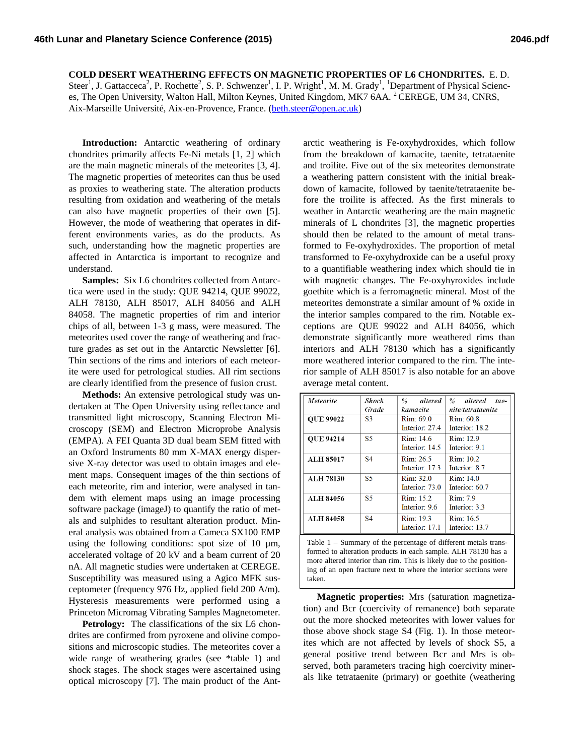# COLD DESERT WEATHERING EFFECTS ON MAGNETIC PROPERTIES OF L6 CHONDRITES.

E. D. Steer[1], J. Gattacceca[2], P. Rochette[2], S. P. Schwenzer[1], I. P. Wright[1], M. M. Grady[1], [1]Department of Physical Sciences, The Open University, Walton Hall, Milton Keynes, United Kingdom, MK7 6AA. [2] CEREGE, UM 34, CNRS, Aix-Marseille Université, Aix-en-Provence, France. (beth.steer@open.ac.uk)

**Introduction:** Antarctic weathering of ordinary chondrites primarily affects Fe-Ni metals [1, 2] which are the main magnetic minerals of the meteorites [3, 4]. The magnetic properties of meteorites can thus be used as proxies to weathering state. The alteration products resulting from oxidation and weathering of the metals can also have magnetic properties of their own [5]. However, the mode of weathering that operates in different environments varies, as do the products. As such, understanding how the magnetic properties are affected in Antarctica is important to recognize and understand.

**Samples:** Six L6 chondrites collected from Antarctica were used in the study: QUE 94214, QUE 99022, ALH 78130, ALH 85017, ALH 84056 and ALH 84058. The magnetic properties of rim and interior chips of all, between 1-3 g mass, were measured. The meteorites used cover the range of weathering and fracture grades as set out in the Antarctic Newsletter [6]. Thin sections of the rims and interiors of each meteorite were used for petrological studies. All rim sections are clearly identified from the presence of fusion crust.

**Methods:** An extensive petrological study was undertaken at The Open University using reflectance and transmitted light microscopy, Scanning Electron Microscopy (SEM) and Electron Microprobe Analysis (EMPA). A FEI Quanta 3D dual beam SEM fitted with an Oxford Instruments 80 mm X-MAX energy dispersive X-ray detector was used to obtain images and element maps. Consequent images of the thin sections of each meteorite, rim and interior, were analysed in tandem with element maps using an image processing software package (imageJ) to quantify the ratio of metals and sulphides to resultant alteration product. Mineral analysis was obtained from a Cameca SX100 EMP using the following conditions: spot size of 10 µm, accelerated voltage of 20 kV and a beam current of 20 nA. All magnetic studies were undertaken at CEREGE. Susceptibility was measured using a Agico MFK susceptometer (frequency 976 Hz, applied field 200 A/m). Hysteresis measurements were performed using a Princeton Micromag Vibrating Samples Magnetometer.

**Petrology:** The classifications of the six L6 chondrites are confirmed from pyroxene and olivine compositions and microscopic studies. The meteorites cover a wide range of weathering grades (see *table 1) and shock stages. The shock stages were ascertained using optical microscopy [7]. The main product of the Antarctic weathering is Fe-oxyhydroxides, which follow from the breakdown of kamacite, taenite, tetrataenite and troilite. Five out of the six meteorites demonstrate a weathering pattern consistent with the initial breakdown of kamacite, followed by taenite/tetrataenite before the troilite is affected. As the first minerals to weather in Antarctic weathering are the main magnetic minerals of L chondrites [3], the magnetic properties should then be related to the amount of metal transformed to Fe-oxyhydroxides. The proportion of metal transformed to Fe-oxyhydroxide can be a useful proxy to a quantifiable weathering index which should tie in with magnetic changes. The Fe-oxyhyroxides include goethite which is a ferromagnetic mineral. Most of the meteorites demonstrate a similar amount of % oxide in the interior samples compared to the rim. Notable exceptions are QUE 99022 and ALH 84056, which demonstrate significantly more weathered rims than interiors and ALH 78130 which has a significantly more weathered interior compared to the rim. The interior sample of ALH 85017 is also notable for an above average metal content.

| *Meteorite* | *Shock Grade* | *% altered kamacite* | *% altered taenite/tetrataenite* |
|---|---|---|---|
| **QUE 99022** | S3 | Rim: 69.0<br>Interior: 27.4 | Rim: 60.8<br>Interior: 18.2 |
| **QUE 94214** | S5 | Rim: 14.6<br>Interior: 14.5 | Rim: 12.9<br>Interior: 9.1 |
| **ALH 85017** | S4 | Rim: 26.5<br>Interior: 17.3 | Rim: 10.2<br>Interior: 8.7 |
| **ALH 78130** | S5 | Rim: 32.0<br>Interior: 73.0 | Rim: 14.0<br>Interior: 60.7 |
| **ALH 84056** | S5 | Rim: 15.2<br>Interior: 9.6 | Rim: 7.9<br>Interior: 3.3 |
| **ALH 84058** | S4 | Rim: 19.3<br>Interior: 17.1 | Rim: 16.5<br>Interior: 13.7 |

Table 1 – Summary of the percentage of different metals transformed to alteration products in each sample. ALH 78130 has a more altered interior than rim. This is likely due to the positioning of an open fracture next to where the interior sections were taken.

**Magnetic properties:** Mrs (saturation magnetization) and Bcr (coercivity of remanence) both separate out the more shocked meteorites with lower values for those above shock stage S4 (Fig. 1). In those meteorites which are not affected by levels of shock S5, a general positive trend between Bcr and Mrs is observed, both parameters tracing high coercivity minerals like tetrataenite (primary) or goethite (weathering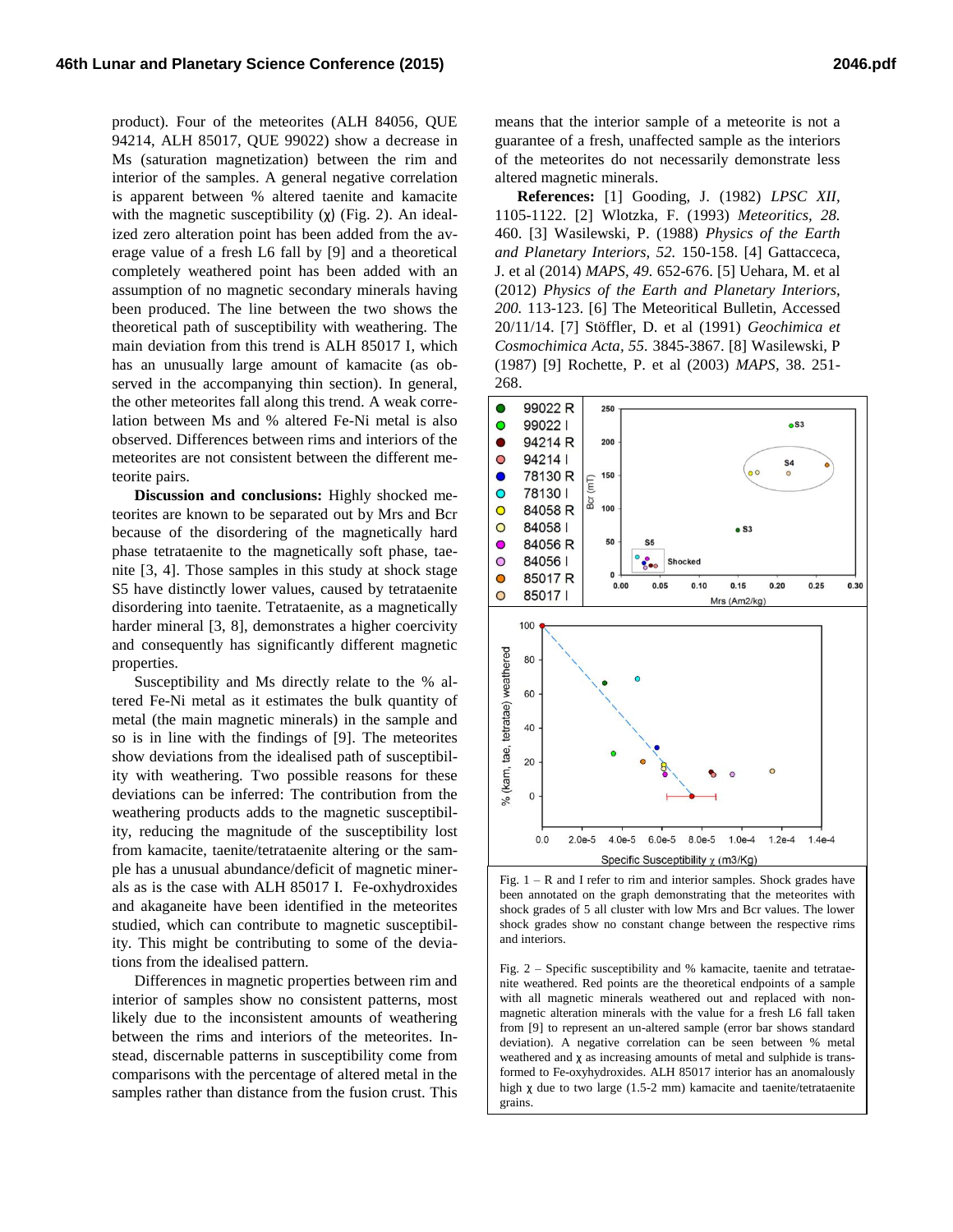product). Four of the meteorites (ALH 84056, QUE 94214, ALH 85017, QUE 99022) show a decrease in Ms (saturation magnetization) between the rim and interior of the samples. A general negative correlation is apparent between % altered taenite and kamacite with the magnetic susceptibility (χ) (Fig. 2). An idealized zero alteration point has been added from the average value of a fresh L6 fall by [9] and a theoretical completely weathered point has been added with an assumption of no magnetic secondary minerals having been produced. The line between the two shows the theoretical path of susceptibility with weathering. The main deviation from this trend is ALH 85017 I, which has an unusually large amount of kamacite (as observed in the accompanying thin section). In general, the other meteorites fall along this trend. A weak correlation between Ms and % altered Fe-Ni metal is also observed. Differences between rims and interiors of the meteorites are not consistent between the different meteorite pairs.

**Discussion and conclusions:** Highly shocked meteorites are known to be separated out by Mrs and Bcr because of the disordering of the magnetically hard phase tetrataenite to the magnetically soft phase, taenite [3, 4]. Those samples in this study at shock stage S5 have distinctly lower values, caused by tetrataenite disordering into taenite. Tetrataenite, as a magnetically harder mineral [3, 8], demonstrates a higher coercivity and consequently has significantly different magnetic properties.

Susceptibility and Ms directly relate to the % altered Fe-Ni metal as it estimates the bulk quantity of metal (the main magnetic minerals) in the sample and so is in line with the findings of [9]. The meteorites show deviations from the idealised path of susceptibility with weathering. Two possible reasons for these deviations can be inferred: The contribution from the weathering products adds to the magnetic susceptibility, reducing the magnitude of the susceptibility lost from kamacite, taenite/tetrataenite altering or the sample has a unusual abundance/deficit of magnetic minerals as is the case with ALH 85017 I. Fe-oxyhydroxides and akaganeite have been identified in the meteorites studied, which can contribute to magnetic susceptibility. This might be contributing to some of the deviations from the idealised pattern.

Differences in magnetic properties between rim and interior of samples show no consistent patterns, most likely due to the inconsistent amounts of weathering between the rims and interiors of the meteorites. Instead, discernable patterns in susceptibility come from comparisons with the percentage of altered metal in the samples rather than distance from the fusion crust. This means that the interior sample of a meteorite is not a guarantee of a fresh, unaffected sample as the interiors of the meteorites do not necessarily demonstrate less altered magnetic minerals.

**References:** [1] Gooding, J. (1982) *LPSC XII*, 1105-1122. [2] Wlotzka, F. (1993) *Meteoritics, 28.* 460. [3] Wasilewski, P. (1988) *Physics of the Earth and Planetary Interiors, 52.* 150-158. [4] Gattacceca, J. et al (2014) *MAPS, 49.* 652-676. [5] Uehara, M. et al (2012) *Physics of the Earth and Planetary Interiors, 200.* 113-123. [6] The Meteoritical Bulletin, Accessed 20/11/14. [7] Stöffler, D. et al (1991) *Geochimica et Cosmochimica Acta, 55.* 3845-3867. [8] Wasilewski, P (1987) [9] Rochette, P. et al (2003) *MAPS*, 38. 251-268.

99022 R
99022 I
94214 R
94214 I
78130 R
78130 I
84058 R
84058 I
84056 R
84056 I
85017 R
85017 I

Bcr (mT)
Mrs (Am2/kg)
S3
S4
S3
S5
Shocked

Fig. 1 – R and I refer to rim and interior samples. Shock grades have been annotated on the graph demonstrating that the meteorites with shock grades of 5 all cluster with low Mrs and Bcr values. The lower shock grades show no constant change between the respective rims and interiors.

% (kam, tae, tetratae) weathered
Specific Susceptibility χ (m3/Kg)

Fig. 2 – Specific susceptibility and % kamacite, taenite and tetrataenite weathered. Red points are the theoretical endpoints of a sample with all magnetic minerals weathered out and replaced with non-magnetic alteration minerals with the value for a fresh L6 fall taken from [9] to represent an un-altered sample (error bar shows standard deviation). A negative correlation can be seen between % metal weathered and χ as increasing amounts of metal and sulphide is transformed to Fe-oxyhydroxides. ALH 85017 interior has an anomalously high χ due to two large (1.5-2 mm) kamacite and taenite/tetrataenite grains.